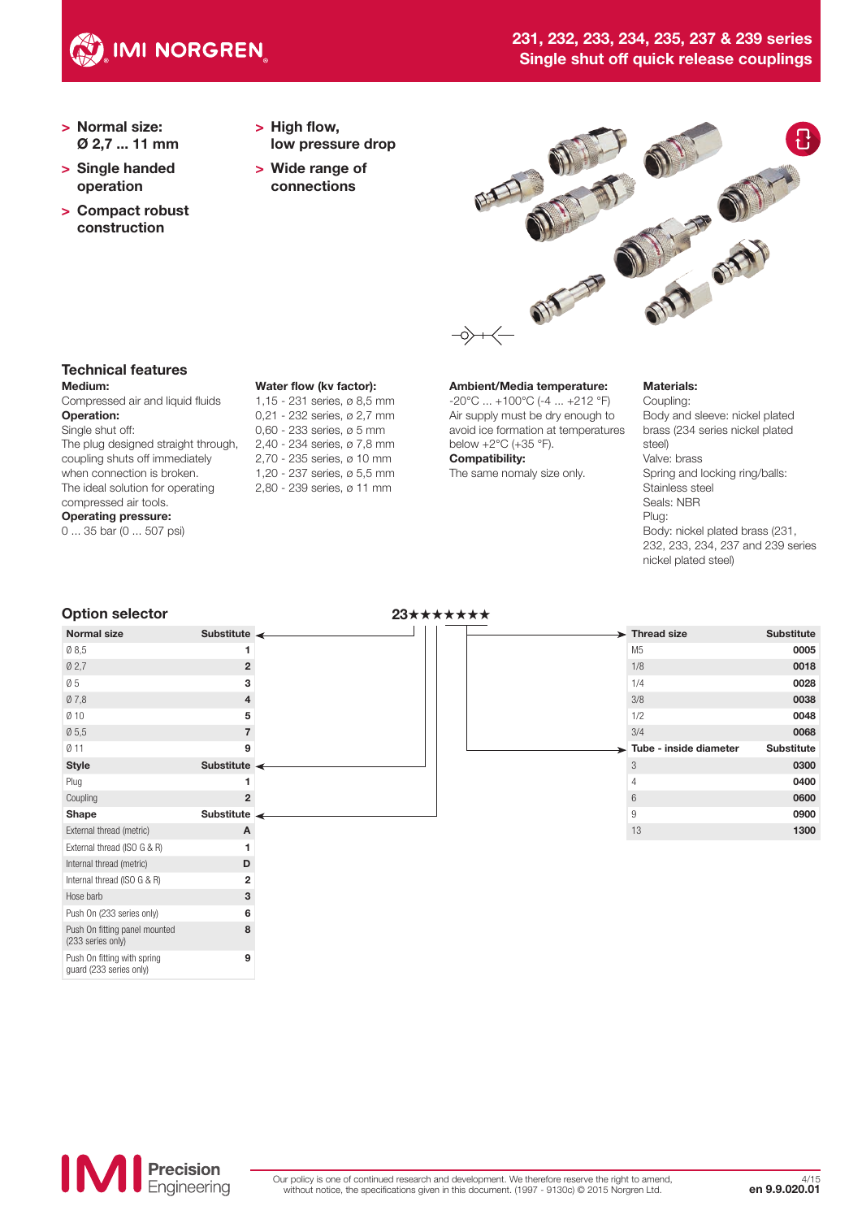# 231, 232, 233, 234, 235, 237 & 239 series
## Single shut off quick release couplings

- **Normal size: Ø 2,7 ... 11 mm**
- **Single handed operation**
- **Compact robust construction**
- **High flow, low pressure drop**
- **Wide range of connections**

### Technical features

**Medium:**
Compressed air and liquid fluids

**Operation:**
Single shut off:
The plug designed straight through, coupling shuts off immediately when connection is broken.
The ideal solution for operating compressed air tools.

**Operating pressure:**
0 ... 35 bar (0 ... 507 psi)

**Water flow (kv factor):**
1,15 - 231 series, ø 8,5 mm
0,21 - 232 series, ø 2,7 mm
0,60 - 233 series, ø 5 mm
2,40 - 234 series, ø 7,8 mm
2,70 - 235 series, ø 10 mm
1,20 - 237 series, ø 5,5 mm
2,80 - 239 series, ø 11 mm

**Ambient/Media temperature:**
-20°C ... +100°C (-4 ... +212 °F)
Air supply must be dry enough to avoid ice formation at temperatures below +2°C (+35 °F).

**Compatibility:**
The same nomaly size only.

**Materials:**
Coupling:
Body and sleeve: nickel plated brass (234 series nickel plated steel)
Valve: brass
Spring and locking ring/balls: Stainless steel
Seals: NBR
Plug:
Body: nickel plated brass (231, 232, 233, 234, 237 and 239 series nickel plated steel)

### Option selector

23★★★★★★★

| Normal size | Substitute |
|---|---|
| Ø 8,5 | 1 |
| Ø 2,7 | 2 |
| Ø 5 | 3 |
| Ø 7,8 | 4 |
| Ø 10 | 5 |
| Ø 5,5 | 7 |
| Ø 11 | 9 |

| Style | Substitute |
|---|---|
| Plug | 1 |
| Coupling | 2 |

| Shape | Substitute |
|---|---|
| External thread (metric) | A |
| External thread (ISO G & R) | 1 |
| Internal thread (metric) | D |
| Internal thread (ISO G & R) | 2 |
| Hose barb | 3 |
| Push On (233 series only) | 6 |
| Push On fitting panel mounted (233 series only) | 8 |
| Push On fitting with spring guard (233 series only) | 9 |

| Thread size | Substitute |
|---|---|
| M5 | 0005 |
| 1/8 | 0018 |
| 1/4 | 0028 |
| 3/8 | 0038 |
| 1/2 | 0048 |
| 3/4 | 0068 |

| Tube - inside diameter | Substitute |
|---|---|
| 3 | 0300 |
| 4 | 0400 |
| 6 | 0600 |
| 9 | 0900 |
| 13 | 1300 |

Our policy is one of continued research and development. We therefore reserve the right to amend, without notice, the specifications given in this document. (1997 - 9130c) © 2015 Norgren Ltd.

en 9.9.020.01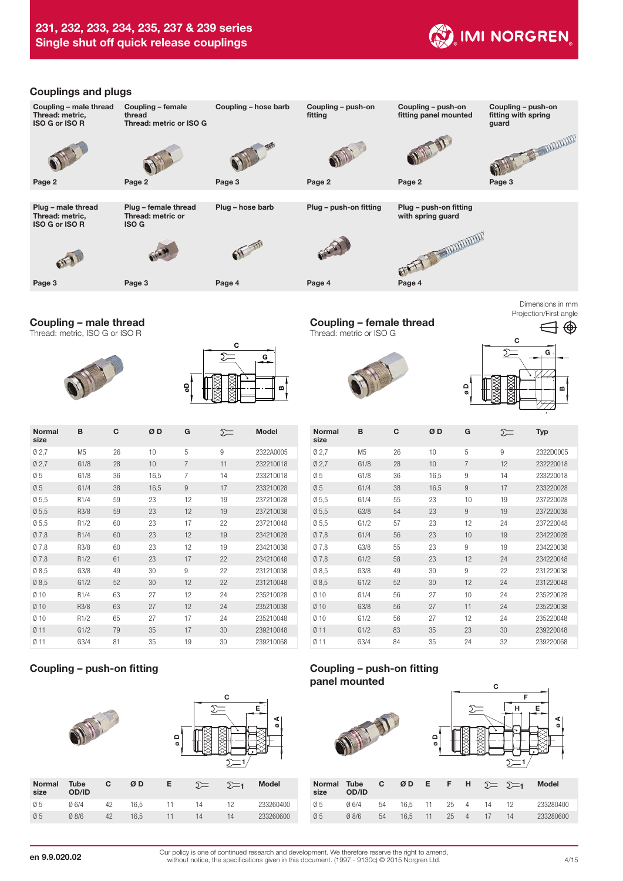## 231, 232, 233, 234, 235, 237 & 239 series
## Single shut off quick release couplings

### Couplings and plugs

| Coupling – male thread Thread: metric, ISO G or ISO R | Coupling – female thread Thread: metric or ISO G | Coupling – hose barb | Coupling – push-on fitting | Coupling – push-on fitting panel mounted | Coupling – push-on fitting with spring guard |
|---|---|---|---|---|---|
| Page 2 | Page 2 | Page 3 | Page 2 | Page 2 | Page 3 |

| Plug – male thread Thread: metric, ISO G or ISO R | Plug – female thread Thread: metric or ISO G | Plug – hose barb | Plug – push-on fitting | Plug – push-on fitting with spring guard |
|---|---|---|---|---|
| Page 3 | Page 3 | Page 4 | Page 4 | Page 4 |

Dimensions in mm
Projection/First angle

### Coupling – male thread

Thread: metric, ISO G or ISO R

| Normal size | B | C | Ø D | G | ⌶ | Model |
|---|---|---|---|---|---|---|
| Ø 2,7 | M5 | 26 | 10 | 5 | 9 | 2322A0005 |
| Ø 2,7 | G1/8 | 28 | 10 | 7 | 11 | 232210018 |
| Ø 5 | G1/8 | 36 | 16,5 | 7 | 14 | 233210018 |
| Ø 5 | G1/4 | 38 | 16,5 | 9 | 17 | 233210028 |
| Ø 5,5 | R1/4 | 59 | 23 | 12 | 19 | 237210028 |
| Ø 5,5 | R3/8 | 59 | 23 | 12 | 19 | 237210038 |
| Ø 5,5 | R1/2 | 60 | 23 | 17 | 22 | 237210048 |
| Ø 7,8 | R1/4 | 60 | 23 | 12 | 19 | 234210028 |
| Ø 7,8 | R3/8 | 60 | 23 | 12 | 19 | 234210038 |
| Ø 7,8 | R1/2 | 61 | 23 | 17 | 22 | 234210048 |
| Ø 8,5 | G3/8 | 49 | 30 | 9 | 22 | 231210038 |
| Ø 8,5 | G1/2 | 52 | 30 | 12 | 22 | 231210048 |
| Ø 10 | R1/4 | 63 | 27 | 12 | 24 | 235210028 |
| Ø 10 | R3/8 | 63 | 27 | 12 | 24 | 235210038 |
| Ø 10 | R1/2 | 65 | 27 | 17 | 24 | 235210048 |
| Ø 11 | G1/2 | 79 | 35 | 17 | 30 | 239210048 |
| Ø 11 | G3/4 | 81 | 35 | 19 | 30 | 239210068 |

### Coupling – female thread

Thread: metric or ISO G

| Normal size | B | C | Ø D | G | ⌶ | Typ |
|---|---|---|---|---|---|---|
| Ø 2,7 | M5 | 26 | 10 | 5 | 9 | 2322D0005 |
| Ø 2,7 | G1/8 | 28 | 10 | 7 | 12 | 232220018 |
| Ø 5 | G1/8 | 36 | 16,5 | 9 | 14 | 233220018 |
| Ø 5 | G1/4 | 38 | 16,5 | 9 | 17 | 233220028 |
| Ø 5,5 | G1/4 | 55 | 23 | 10 | 19 | 237220028 |
| Ø 5,5 | G3/8 | 54 | 23 | 9 | 19 | 237220038 |
| Ø 5,5 | G1/2 | 57 | 23 | 12 | 24 | 237220048 |
| Ø 7,8 | G1/4 | 56 | 23 | 10 | 19 | 234220028 |
| Ø 7,8 | G3/8 | 55 | 23 | 9 | 19 | 234220038 |
| Ø 7,8 | G1/2 | 58 | 23 | 12 | 24 | 234220048 |
| Ø 8,5 | G3/8 | 49 | 30 | 9 | 22 | 231220038 |
| Ø 8,5 | G1/2 | 52 | 30 | 12 | 24 | 231220048 |
| Ø 10 | G1/4 | 56 | 27 | 10 | 24 | 235220028 |
| Ø 10 | G3/8 | 56 | 27 | 11 | 24 | 235220038 |
| Ø 10 | G1/2 | 56 | 27 | 12 | 24 | 235220048 |
| Ø 11 | G1/2 | 83 | 35 | 23 | 30 | 239220048 |
| Ø 11 | G3/4 | 84 | 35 | 24 | 32 | 239220068 |

### Coupling – push-on fitting

| Normal size | Tube OD/ID | C | Ø D | E | ⌶ | ⌶1 | Model |
|---|---|---|---|---|---|---|---|
| Ø 5 | Ø 6/4 | 42 | 16,5 | 11 | 14 | 12 | 233260400 |
| Ø 5 | Ø 8/6 | 42 | 16,5 | 11 | 14 | 14 | 233260600 |

### Coupling – push-on fitting panel mounted

| Normal size | Tube OD/ID | C | Ø D | E | F | H | ⌶ | ⌶1 | Model |
|---|---|---|---|---|---|---|---|---|---|
| Ø 5 | Ø 6/4 | 54 | 16,5 | 11 | 25 | 4 | 14 | 12 | 233280400 |
| Ø 5 | Ø 8/6 | 54 | 16,5 | 11 | 25 | 4 | 17 | 14 | 233280600 |

en 9.9.020.02

Our policy is one of continued research and development. We therefore reserve the right to amend, without notice, the specifications given in this document. (1997 - 9130c) © 2015 Norgren Ltd.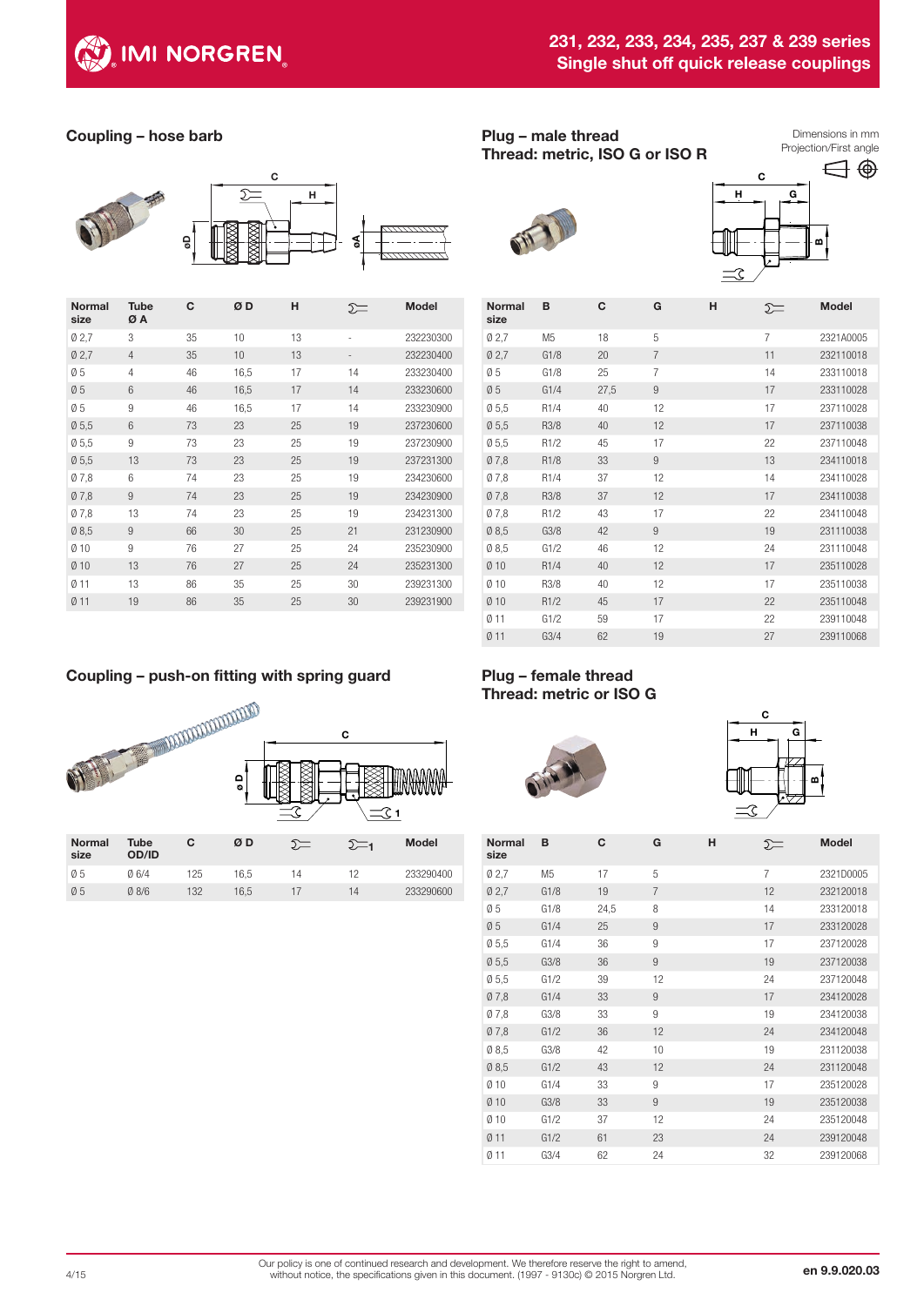# 231, 232, 233, 234, 235, 237 & 239 series
## Single shut off quick release couplings

### Coupling – hose barb

| Normal size | Tube Ø A | C | Ø D | H | ⌲ | Model |
|---|---|---|---|---|---|---|
| Ø 2,7 | 3 | 35 | 10 | 13 | - | 232230300 |
| Ø 2,7 | 4 | 35 | 10 | 13 | - | 232230400 |
| Ø 5 | 4 | 46 | 16,5 | 17 | 14 | 233230400 |
| Ø 5 | 6 | 46 | 16,5 | 17 | 14 | 233230600 |
| Ø 5 | 9 | 46 | 16,5 | 17 | 14 | 233230900 |
| Ø 5,5 | 6 | 73 | 23 | 25 | 19 | 237230600 |
| Ø 5,5 | 9 | 73 | 23 | 25 | 19 | 237230900 |
| Ø 5,5 | 13 | 73 | 23 | 25 | 19 | 237231300 |
| Ø 7,8 | 6 | 74 | 23 | 25 | 19 | 234230600 |
| Ø 7,8 | 9 | 74 | 23 | 25 | 19 | 234230900 |
| Ø 7,8 | 13 | 74 | 23 | 25 | 19 | 234231300 |
| Ø 8,5 | 9 | 66 | 30 | 25 | 21 | 231230900 |
| Ø 10 | 9 | 76 | 27 | 25 | 24 | 235230900 |
| Ø 10 | 13 | 76 | 27 | 25 | 24 | 235231300 |
| Ø 11 | 13 | 86 | 35 | 25 | 30 | 239231300 |
| Ø 11 | 19 | 86 | 35 | 25 | 30 | 239231900 |

### Plug – male thread
### Thread: metric, ISO G or ISO R

Dimensions in mm
Projection/First angle

| Normal size | B | C | G | H | ⌲ | Model |
|---|---|---|---|---|---|---|
| Ø 2,7 | M5 | 18 | 5 | | 7 | 2321A0005 |
| Ø 2,7 | G1/8 | 20 | 7 | | 11 | 232110018 |
| Ø 5 | G1/8 | 25 | 7 | | 14 | 233110018 |
| Ø 5 | G1/4 | 27,5 | 9 | | 17 | 233110028 |
| Ø 5,5 | R1/4 | 40 | 12 | | 17 | 237110028 |
| Ø 5,5 | R3/8 | 40 | 12 | | 17 | 237110038 |
| Ø 5,5 | R1/2 | 45 | 17 | | 22 | 237110048 |
| Ø 7,8 | R1/8 | 33 | 9 | | 13 | 234110018 |
| Ø 7,8 | R1/4 | 37 | 12 | | 14 | 234110028 |
| Ø 7,8 | R3/8 | 37 | 12 | | 17 | 234110038 |
| Ø 7,8 | R1/2 | 43 | 17 | | 22 | 234110048 |
| Ø 8,5 | G3/8 | 42 | 9 | | 19 | 231110038 |
| Ø 8,5 | G1/2 | 46 | 12 | | 24 | 231110048 |
| Ø 10 | R1/4 | 40 | 12 | | 17 | 235110028 |
| Ø 10 | R3/8 | 40 | 12 | | 17 | 235110038 |
| Ø 10 | R1/2 | 45 | 17 | | 22 | 235110048 |
| Ø 11 | G1/2 | 59 | 17 | | 22 | 239110048 |
| Ø 11 | G3/4 | 62 | 19 | | 27 | 239110068 |

### Coupling – push-on fitting with spring guard

| Normal size | Tube OD/ID | C | Ø D | ⌲ | ⌲1 | Model |
|---|---|---|---|---|---|---|
| Ø 5 | Ø 6/4 | 125 | 16,5 | 14 | 12 | 233290400 |
| Ø 5 | Ø 8/6 | 132 | 16,5 | 17 | 14 | 233290600 |

### Plug – female thread
### Thread: metric or ISO G

| Normal size | B | C | G | H | ⌲ | Model |
|---|---|---|---|---|---|---|
| Ø 2,7 | M5 | 17 | 5 | | 7 | 2321D0005 |
| Ø 2,7 | G1/8 | 19 | 7 | | 12 | 232120018 |
| Ø 5 | G1/8 | 24,5 | 8 | | 14 | 233120018 |
| Ø 5 | G1/4 | 25 | 9 | | 17 | 233120028 |
| Ø 5,5 | G1/4 | 36 | 9 | | 17 | 237120028 |
| Ø 5,5 | G3/8 | 36 | 9 | | 19 | 237120038 |
| Ø 5,5 | G1/2 | 39 | 12 | | 24 | 237120048 |
| Ø 7,8 | G1/4 | 33 | 9 | | 17 | 234120028 |
| Ø 7,8 | G3/8 | 33 | 9 | | 19 | 234120038 |
| Ø 7,8 | G1/2 | 36 | 12 | | 24 | 234120048 |
| Ø 8,5 | G3/8 | 42 | 10 | | 19 | 231120038 |
| Ø 8,5 | G1/2 | 43 | 12 | | 24 | 231120048 |
| Ø 10 | G1/4 | 33 | 9 | | 17 | 235120028 |
| Ø 10 | G3/8 | 33 | 9 | | 19 | 235120038 |
| Ø 10 | G1/2 | 37 | 12 | | 24 | 235120048 |
| Ø 11 | G1/2 | 61 | 23 | | 24 | 239120048 |
| Ø 11 | G3/4 | 62 | 24 | | 32 | 239120068 |

Our policy is one of continued research and development. We therefore reserve the right to amend, without notice, the specifications given in this document. (1997 - 9130c) © 2015 Norgren Ltd.

en 9.9.020.03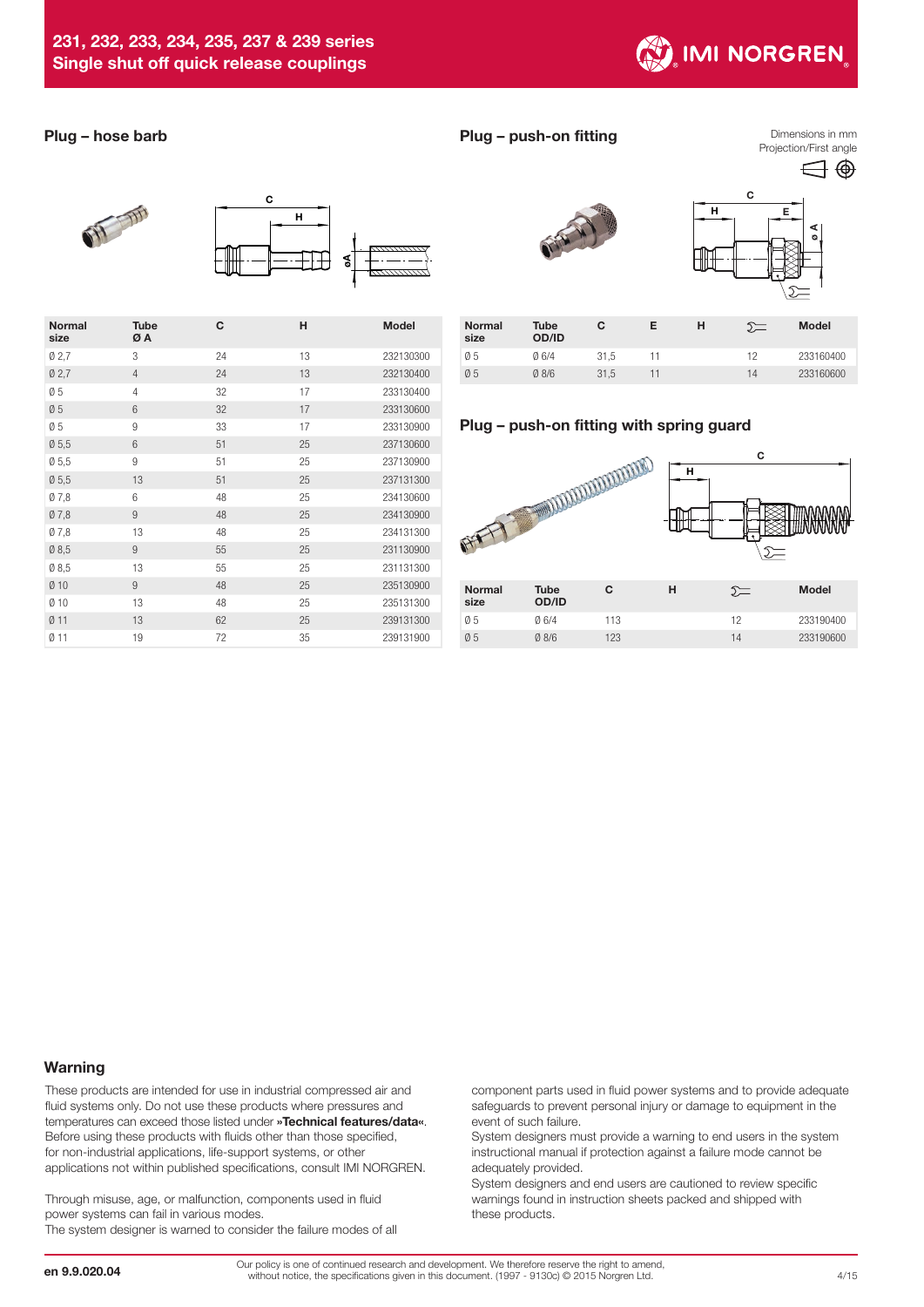# 231, 232, 233, 234, 235, 237 & 239 series
# Single shut off quick release couplings

Dimensions in mm
Projection/First angle

## Plug – hose barb

| Normal size | Tube Ø A | C | H | Model |
|---|---|---|---|---|
| Ø 2,7 | 3 | 24 | 13 | 232130300 |
| Ø 2,7 | 4 | 24 | 13 | 232130400 |
| Ø 5 | 4 | 32 | 17 | 233130400 |
| Ø 5 | 6 | 32 | 17 | 233130600 |
| Ø 5 | 9 | 33 | 17 | 233130900 |
| Ø 5,5 | 6 | 51 | 25 | 237130600 |
| Ø 5,5 | 9 | 51 | 25 | 237130900 |
| Ø 5,5 | 13 | 51 | 25 | 237131300 |
| Ø 7,8 | 6 | 48 | 25 | 234130600 |
| Ø 7,8 | 9 | 48 | 25 | 234130900 |
| Ø 7,8 | 13 | 48 | 25 | 234131300 |
| Ø 8,5 | 9 | 55 | 25 | 231130900 |
| Ø 8,5 | 13 | 55 | 25 | 231131300 |
| Ø 10 | 9 | 48 | 25 | 235130900 |
| Ø 10 | 13 | 48 | 25 | 235131300 |
| Ø 11 | 13 | 62 | 25 | 239131300 |
| Ø 11 | 19 | 72 | 35 | 239131900 |

## Plug – push-on fitting

| Normal size | Tube OD/ID | C | E | H | Wrench size | Model |
|---|---|---|---|---|---|---|
| Ø 5 | Ø 6/4 | 31,5 | 11 | | 12 | 233160400 |
| Ø 5 | Ø 8/6 | 31,5 | 11 | | 14 | 233160600 |

## Plug – push-on fitting with spring guard

| Normal size | Tube OD/ID | C | H | Wrench size | Model |
|---|---|---|---|---|---|
| Ø 5 | Ø 6/4 | 113 | | 12 | 233190400 |
| Ø 5 | Ø 8/6 | 123 | | 14 | 233190600 |

## Warning

These products are intended for use in industrial compressed air and fluid systems only. Do not use these products where pressures and temperatures can exceed those listed under **»Technical features/data«**. Before using these products with fluids other than those specified, for non-industrial applications, life-support systems, or other applications not within published specifications, consult IMI NORGREN.

Through misuse, age, or malfunction, components used in fluid power systems can fail in various modes.
The system designer is warned to consider the failure modes of all component parts used in fluid power systems and to provide adequate safeguards to prevent personal injury or damage to equipment in the event of such failure.
System designers must provide a warning to end users in the system instructional manual if protection against a failure mode cannot be adequately provided.
System designers and end users are cautioned to review specific warnings found in instruction sheets packed and shipped with these products.

en 9.9.020.04

Our policy is one of continued research and development. We therefore reserve the right to amend, without notice, the specifications given in this document. (1997 - 9130c) © 2015 Norgren Ltd.